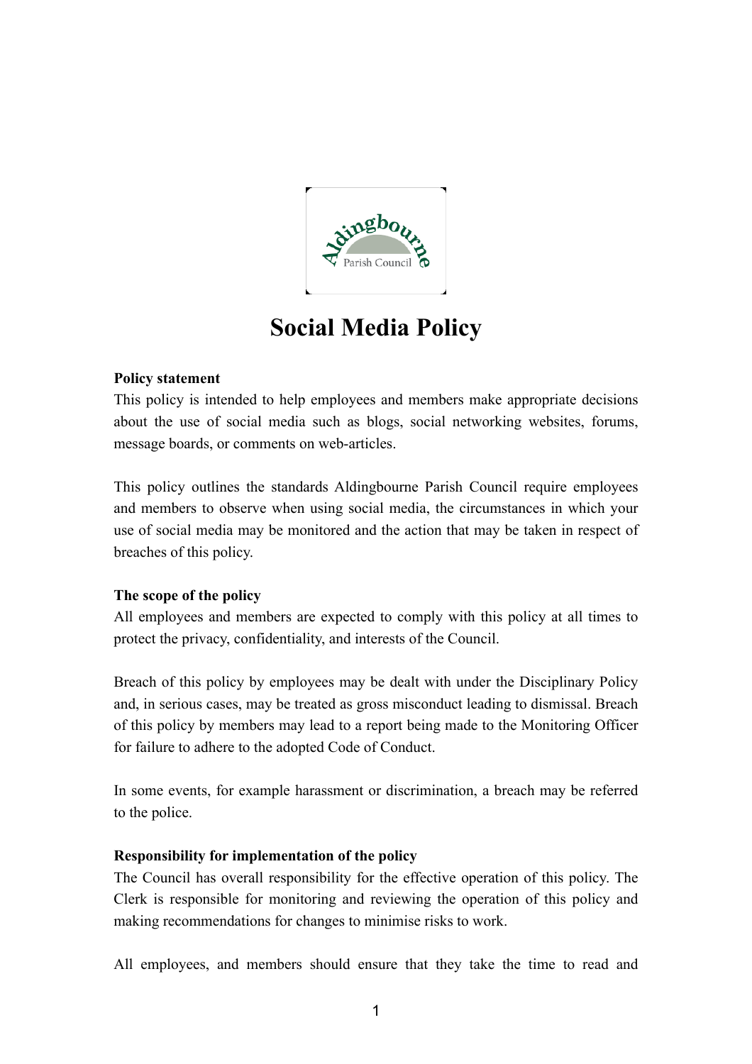# Social Media Policy

**Policy statement**

This policy is intended to help employees and members make appropriate decisions about the use of social media such as blogs, social networking websites, forums, message boards, or comments on web-articles.

This policy outlines the standards Aldingbourne Parish Council require employees and members to observe when using social media, the circumstances in which your use of social media may be monitored and the action that may be taken in respect of breaches of this policy.

**The scope of the policy**

All employees and members are expected to comply with this policy at all times to protect the privacy, confidentiality, and interests of the Council.

Breach of this policy by employees may be dealt with under the Disciplinary Policy and, in serious cases, may be treated as gross misconduct leading to dismissal. Breach of this policy by members may lead to a report being made to the Monitoring Officer for failure to adhere to the adopted Code of Conduct.

In some events, for example harassment or discrimination, a breach may be referred to the police.

**Responsibility for implementation of the policy**

The Council has overall responsibility for the effective operation of this policy. The Clerk is responsible for monitoring and reviewing the operation of this policy and making recommendations for changes to minimise risks to work.

All employees, and members should ensure that they take the time to read and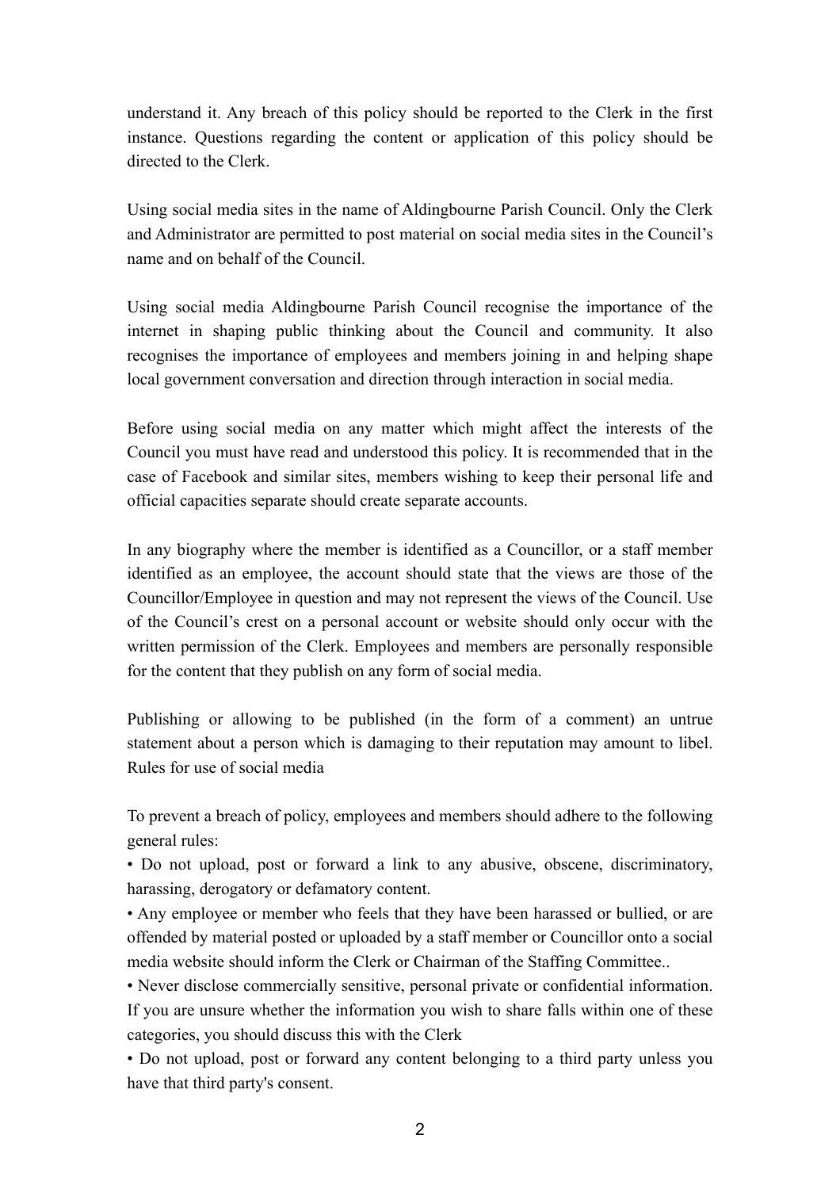understand it. Any breach of this policy should be reported to the Clerk in the first instance. Questions regarding the content or application of this policy should be directed to the Clerk.

Using social media sites in the name of Aldingbourne Parish Council. Only the Clerk and Administrator are permitted to post material on social media sites in the Council's name and on behalf of the Council.

Using social media Aldingbourne Parish Council recognise the importance of the internet in shaping public thinking about the Council and community. It also recognises the importance of employees and members joining in and helping shape local government conversation and direction through interaction in social media.

Before using social media on any matter which might affect the interests of the Council you must have read and understood this policy. It is recommended that in the case of Facebook and similar sites, members wishing to keep their personal life and official capacities separate should create separate accounts.

In any biography where the member is identified as a Councillor, or a staff member identified as an employee, the account should state that the views are those of the Councillor/Employee in question and may not represent the views of the Council. Use of the Council's crest on a personal account or website should only occur with the written permission of the Clerk. Employees and members are personally responsible for the content that they publish on any form of social media.

Publishing or allowing to be published (in the form of a comment) an untrue statement about a person which is damaging to their reputation may amount to libel. Rules for use of social media

To prevent a breach of policy, employees and members should adhere to the following general rules:

- Do not upload, post or forward a link to any abusive, obscene, discriminatory, harassing, derogatory or defamatory content.
- Any employee or member who feels that they have been harassed or bullied, or are offended by material posted or uploaded by a staff member or Councillor onto a social media website should inform the Clerk or Chairman of the Staffing Committee..
- Never disclose commercially sensitive, personal private or confidential information. If you are unsure whether the information you wish to share falls within one of these categories, you should discuss this with the Clerk
- Do not upload, post or forward any content belonging to a third party unless you have that third party's consent.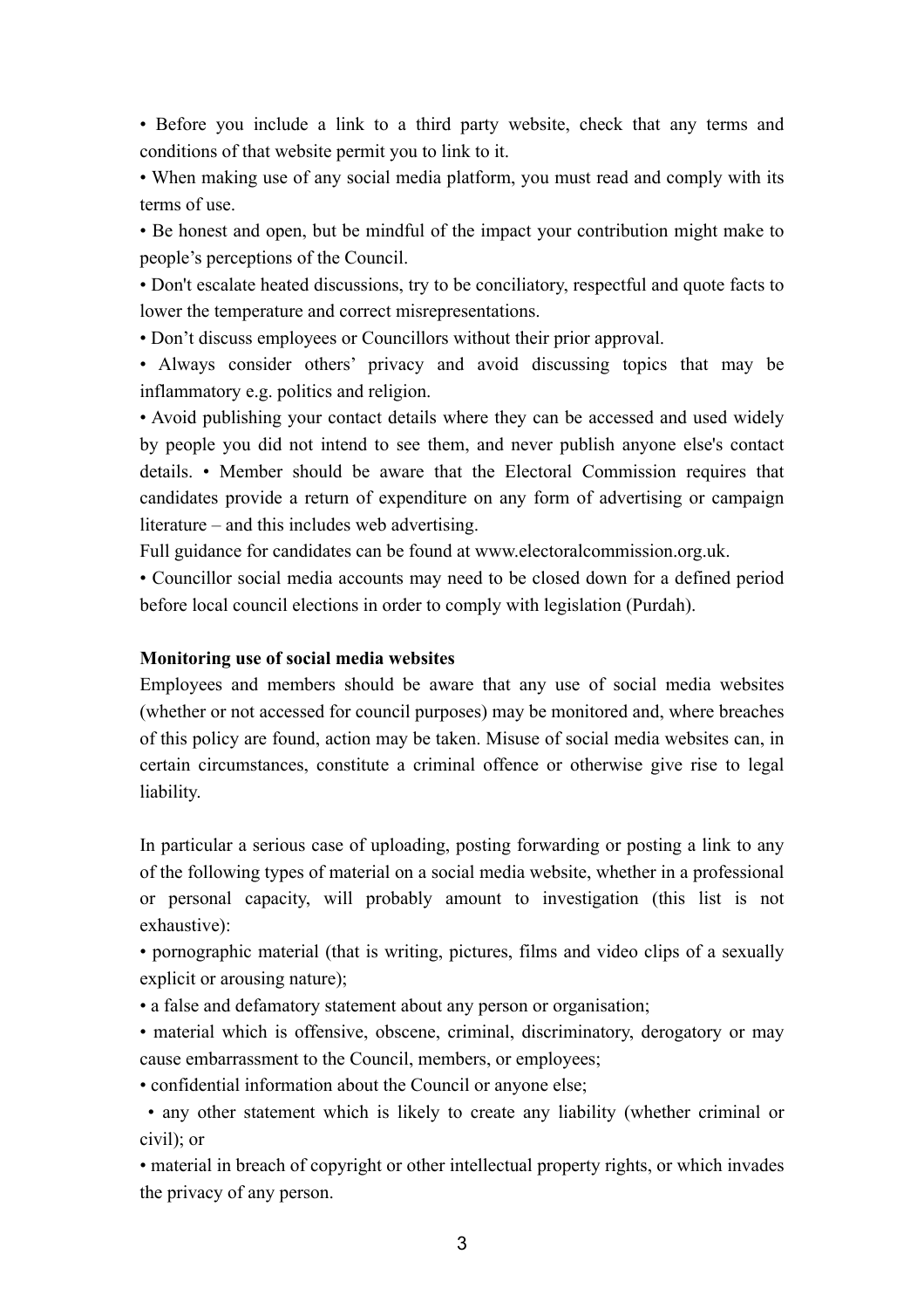- Before you include a link to a third party website, check that any terms and conditions of that website permit you to link to it.
- When making use of any social media platform, you must read and comply with its terms of use.
- Be honest and open, but be mindful of the impact your contribution might make to people's perceptions of the Council.
- Don't escalate heated discussions, try to be conciliatory, respectful and quote facts to lower the temperature and correct misrepresentations.
- Don't discuss employees or Councillors without their prior approval.
- Always consider others' privacy and avoid discussing topics that may be inflammatory e.g. politics and religion.
- Avoid publishing your contact details where they can be accessed and used widely by people you did not intend to see them, and never publish anyone else's contact details. • Member should be aware that the Electoral Commission requires that candidates provide a return of expenditure on any form of advertising or campaign literature – and this includes web advertising.

Full guidance for candidates can be found at www.electoralcommission.org.uk.

- Councillor social media accounts may need to be closed down for a defined period before local council elections in order to comply with legislation (Purdah).

**Monitoring use of social media websites**

Employees and members should be aware that any use of social media websites (whether or not accessed for council purposes) may be monitored and, where breaches of this policy are found, action may be taken. Misuse of social media websites can, in certain circumstances, constitute a criminal offence or otherwise give rise to legal liability.

In particular a serious case of uploading, posting forwarding or posting a link to any of the following types of material on a social media website, whether in a professional or personal capacity, will probably amount to investigation (this list is not exhaustive):

- pornographic material (that is writing, pictures, films and video clips of a sexually explicit or arousing nature);
- a false and defamatory statement about any person or organisation;
- material which is offensive, obscene, criminal, discriminatory, derogatory or may cause embarrassment to the Council, members, or employees;
- confidential information about the Council or anyone else;
- any other statement which is likely to create any liability (whether criminal or civil); or
- material in breach of copyright or other intellectual property rights, or which invades the privacy of any person.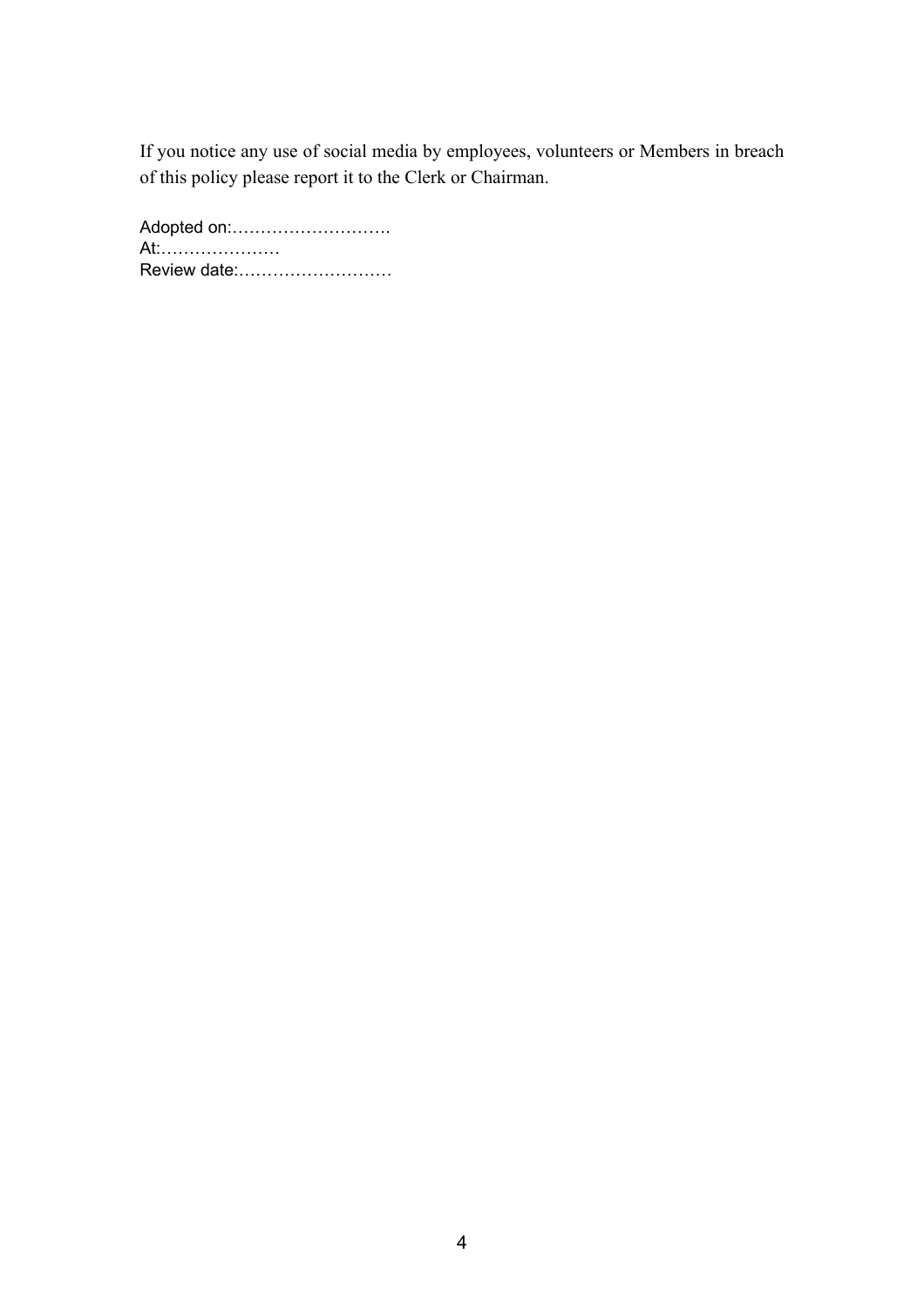If you notice any use of social media by employees, volunteers or Members in breach of this policy please report it to the Clerk or Chairman.

Adopted on:……………………….
At:…………………
Review date:………………………